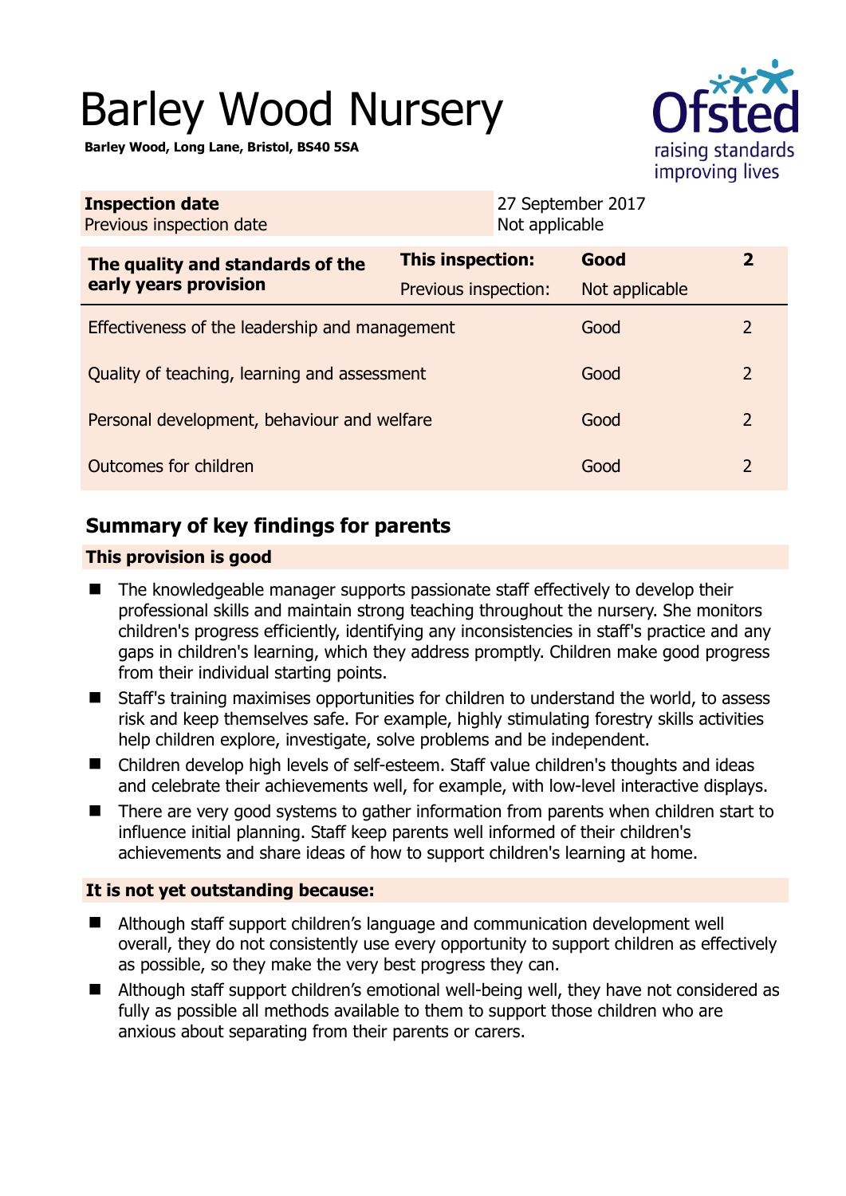# Barley Wood Nursery

**Barley Wood, Long Lane, Bristol, BS40 5SA**

| **Inspection date** | 27 September 2017 |
|---|---|
| Previous inspection date | Not applicable |

| **The quality and standards of the early years provision** | **This inspection:** | **Good** | **2** |
|---|---|---|---|
| | Previous inspection: | Not applicable | |
| Effectiveness of the leadership and management | | Good | 2 |
| Quality of teaching, learning and assessment | | Good | 2 |
| Personal development, behaviour and welfare | | Good | 2 |
| Outcomes for children | | Good | 2 |

## Summary of key findings for parents

### This provision is good

- The knowledgeable manager supports passionate staff effectively to develop their professional skills and maintain strong teaching throughout the nursery. She monitors children's progress efficiently, identifying any inconsistencies in staff's practice and any gaps in children's learning, which they address promptly. Children make good progress from their individual starting points.
- Staff's training maximises opportunities for children to understand the world, to assess risk and keep themselves safe. For example, highly stimulating forestry skills activities help children explore, investigate, solve problems and be independent.
- Children develop high levels of self-esteem. Staff value children's thoughts and ideas and celebrate their achievements well, for example, with low-level interactive displays.
- There are very good systems to gather information from parents when children start to influence initial planning. Staff keep parents well informed of their children's achievements and share ideas of how to support children's learning at home.

### It is not yet outstanding because:

- Although staff support children's language and communication development well overall, they do not consistently use every opportunity to support children as effectively as possible, so they make the very best progress they can.
- Although staff support children's emotional well-being well, they have not considered as fully as possible all methods available to them to support those children who are anxious about separating from their parents or carers.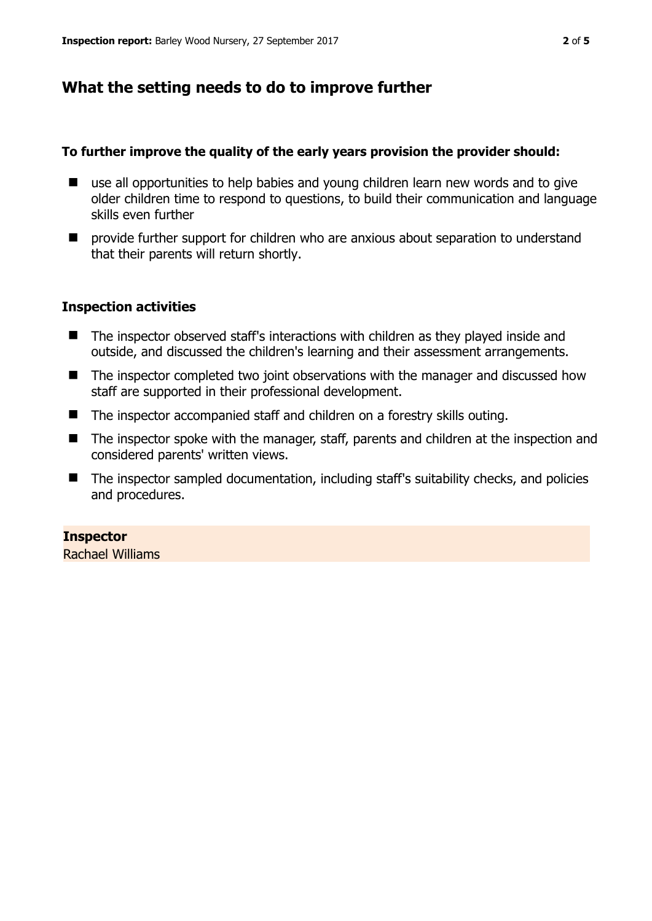## What the setting needs to do to improve further

**To further improve the quality of the early years provision the provider should:**

- use all opportunities to help babies and young children learn new words and to give older children time to respond to questions, to build their communication and language skills even further
- provide further support for children who are anxious about separation to understand that their parents will return shortly.

### Inspection activities

- The inspector observed staff's interactions with children as they played inside and outside, and discussed the children's learning and their assessment arrangements.
- The inspector completed two joint observations with the manager and discussed how staff are supported in their professional development.
- The inspector accompanied staff and children on a forestry skills outing.
- The inspector spoke with the manager, staff, parents and children at the inspection and considered parents' written views.
- The inspector sampled documentation, including staff's suitability checks, and policies and procedures.

**Inspector**
Rachael Williams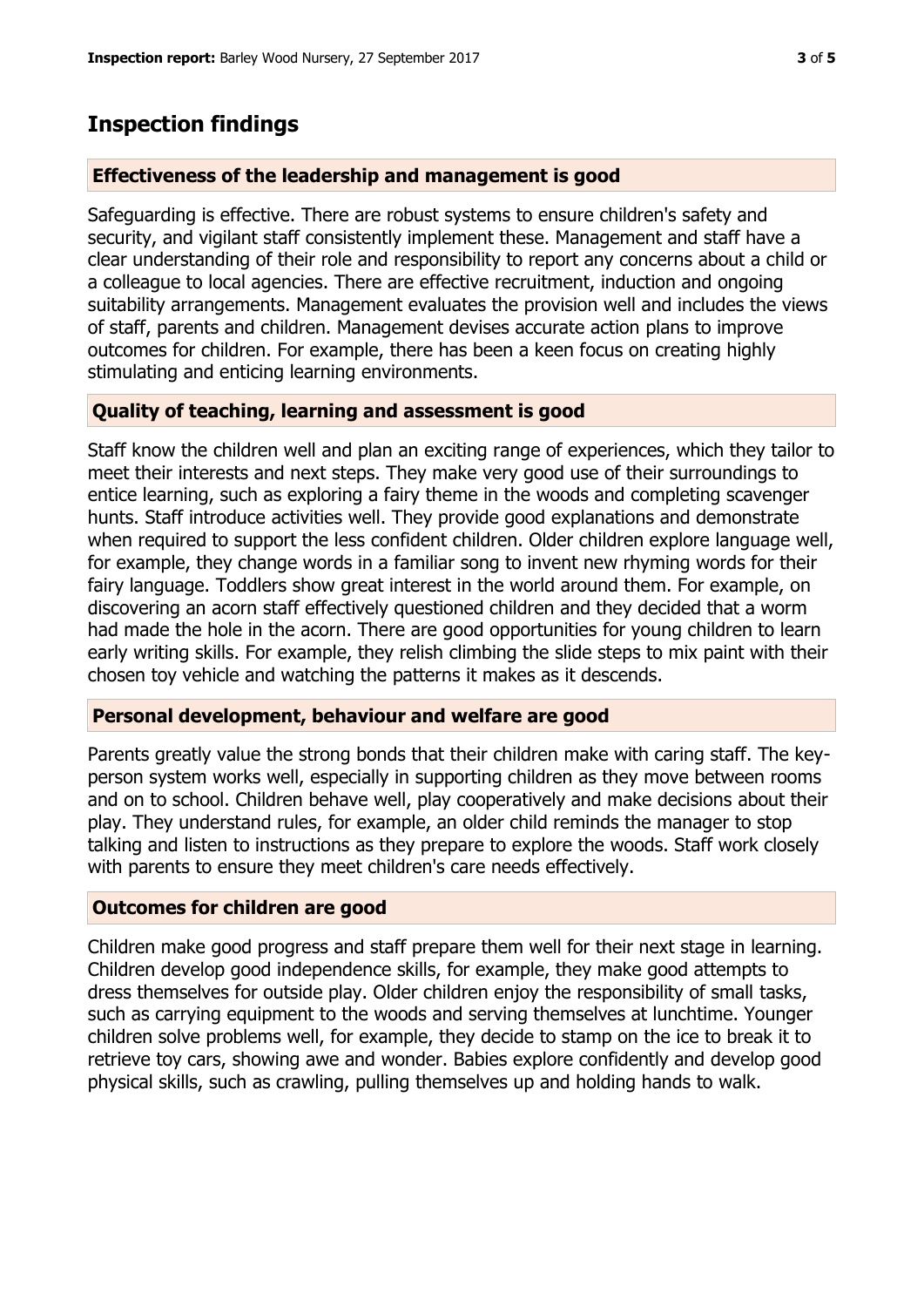## Inspection findings

### Effectiveness of the leadership and management is good

Safeguarding is effective. There are robust systems to ensure children's safety and security, and vigilant staff consistently implement these. Management and staff have a clear understanding of their role and responsibility to report any concerns about a child or a colleague to local agencies. There are effective recruitment, induction and ongoing suitability arrangements. Management evaluates the provision well and includes the views of staff, parents and children. Management devises accurate action plans to improve outcomes for children. For example, there has been a keen focus on creating highly stimulating and enticing learning environments.

### Quality of teaching, learning and assessment is good

Staff know the children well and plan an exciting range of experiences, which they tailor to meet their interests and next steps. They make very good use of their surroundings to entice learning, such as exploring a fairy theme in the woods and completing scavenger hunts. Staff introduce activities well. They provide good explanations and demonstrate when required to support the less confident children. Older children explore language well, for example, they change words in a familiar song to invent new rhyming words for their fairy language. Toddlers show great interest in the world around them. For example, on discovering an acorn staff effectively questioned children and they decided that a worm had made the hole in the acorn. There are good opportunities for young children to learn early writing skills. For example, they relish climbing the slide steps to mix paint with their chosen toy vehicle and watching the patterns it makes as it descends.

### Personal development, behaviour and welfare are good

Parents greatly value the strong bonds that their children make with caring staff. The key-person system works well, especially in supporting children as they move between rooms and on to school. Children behave well, play cooperatively and make decisions about their play. They understand rules, for example, an older child reminds the manager to stop talking and listen to instructions as they prepare to explore the woods. Staff work closely with parents to ensure they meet children's care needs effectively.

### Outcomes for children are good

Children make good progress and staff prepare them well for their next stage in learning. Children develop good independence skills, for example, they make good attempts to dress themselves for outside play. Older children enjoy the responsibility of small tasks, such as carrying equipment to the woods and serving themselves at lunchtime. Younger children solve problems well, for example, they decide to stamp on the ice to break it to retrieve toy cars, showing awe and wonder. Babies explore confidently and develop good physical skills, such as crawling, pulling themselves up and holding hands to walk.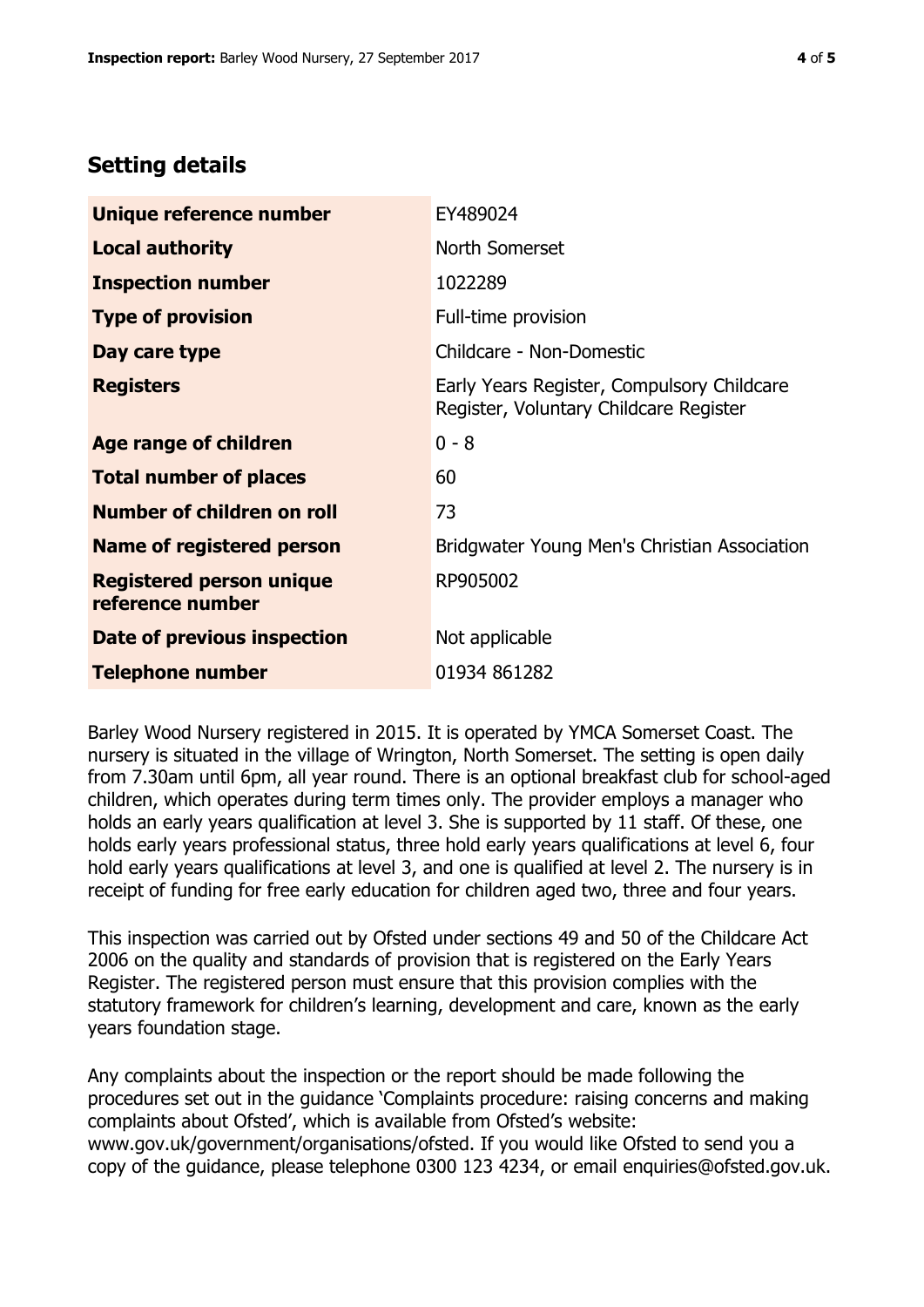## Setting details

| | |
|---|---|
| **Unique reference number** | EY489024 |
| **Local authority** | North Somerset |
| **Inspection number** | 1022289 |
| **Type of provision** | Full-time provision |
| **Day care type** | Childcare - Non-Domestic |
| **Registers** | Early Years Register, Compulsory Childcare Register, Voluntary Childcare Register |
| **Age range of children** | 0 - 8 |
| **Total number of places** | 60 |
| **Number of children on roll** | 73 |
| **Name of registered person** | Bridgwater Young Men's Christian Association |
| **Registered person unique reference number** | RP905002 |
| **Date of previous inspection** | Not applicable |
| **Telephone number** | 01934 861282 |

Barley Wood Nursery registered in 2015. It is operated by YMCA Somerset Coast. The nursery is situated in the village of Wrington, North Somerset. The setting is open daily from 7.30am until 6pm, all year round. There is an optional breakfast club for school-aged children, which operates during term times only. The provider employs a manager who holds an early years qualification at level 3. She is supported by 11 staff. Of these, one holds early years professional status, three hold early years qualifications at level 6, four hold early years qualifications at level 3, and one is qualified at level 2. The nursery is in receipt of funding for free early education for children aged two, three and four years.

This inspection was carried out by Ofsted under sections 49 and 50 of the Childcare Act 2006 on the quality and standards of provision that is registered on the Early Years Register. The registered person must ensure that this provision complies with the statutory framework for children's learning, development and care, known as the early years foundation stage.

Any complaints about the inspection or the report should be made following the procedures set out in the guidance 'Complaints procedure: raising concerns and making complaints about Ofsted', which is available from Ofsted's website: www.gov.uk/government/organisations/ofsted. If you would like Ofsted to send you a copy of the guidance, please telephone 0300 123 4234, or email enquiries@ofsted.gov.uk.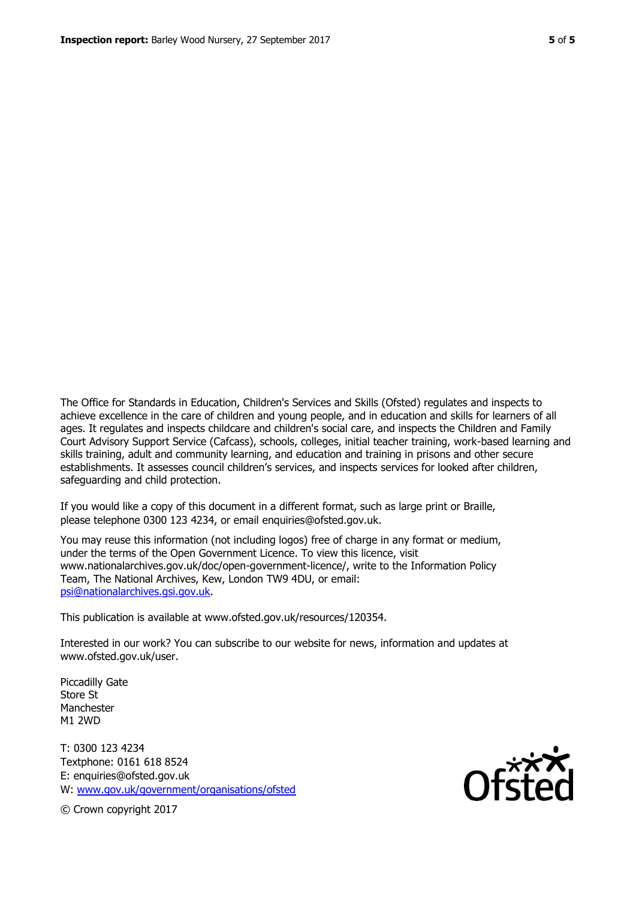The Office for Standards in Education, Children's Services and Skills (Ofsted) regulates and inspects to achieve excellence in the care of children and young people, and in education and skills for learners of all ages. It regulates and inspects childcare and children's social care, and inspects the Children and Family Court Advisory Support Service (Cafcass), schools, colleges, initial teacher training, work-based learning and skills training, adult and community learning, and education and training in prisons and other secure establishments. It assesses council children's services, and inspects services for looked after children, safeguarding and child protection.

If you would like a copy of this document in a different format, such as large print or Braille, please telephone 0300 123 4234, or email enquiries@ofsted.gov.uk.

You may reuse this information (not including logos) free of charge in any format or medium, under the terms of the Open Government Licence. To view this licence, visit www.nationalarchives.gov.uk/doc/open-government-licence/, write to the Information Policy Team, The National Archives, Kew, London TW9 4DU, or email: psi@nationalarchives.gsi.gov.uk.

This publication is available at www.ofsted.gov.uk/resources/120354.

Interested in our work? You can subscribe to our website for news, information and updates at www.ofsted.gov.uk/user.

Piccadilly Gate
Store St
Manchester
M1 2WD

T: 0300 123 4234
Textphone: 0161 618 8524
E: enquiries@ofsted.gov.uk
W: www.gov.uk/government/organisations/ofsted

© Crown copyright 2017